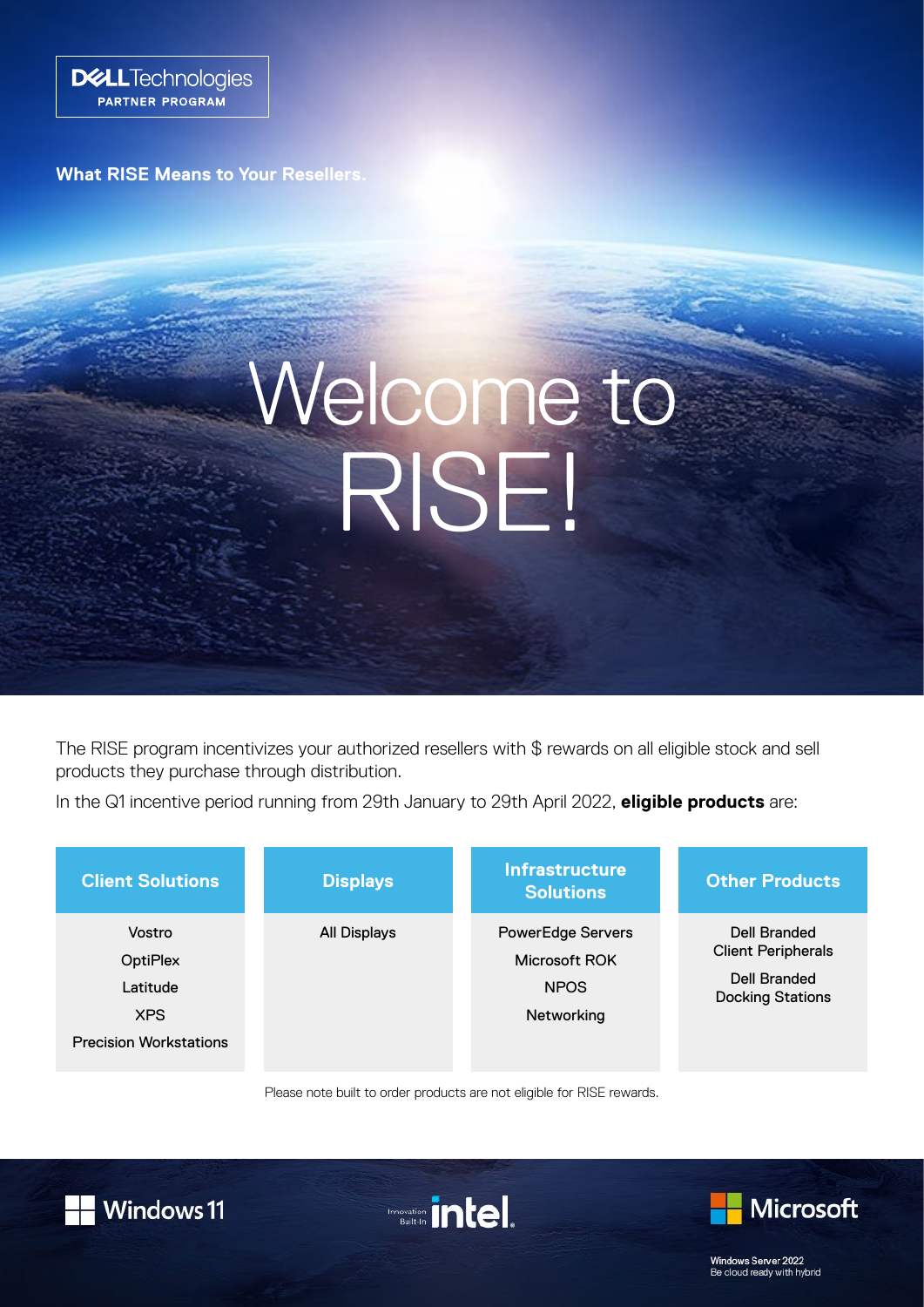DELL Technologies PARTNER PROGRAM

**What RISE Means to Your Resellers.**

# Welcome to RISE!

The RISE program incentivizes your authorized resellers with $ rewards on all eligible stock and sell products they purchase through distribution.

In the Q1 incentive period running from 29th January to 29th April 2022, **eligible products** are:

| Client Solutions | Displays | Infrastructure Solutions | Other Products |
|---|---|---|---|
| Vostro<br>OptiPlex<br>Latitude<br>XPS<br>Precision Workstations | All Displays | PowerEdge Servers<br>Microsoft ROK<br>NPOS<br>Networking | Dell Branded Client Peripherals<br>Dell Branded Docking Stations |

Please note built to order products are not eligible for RISE rewards.

Windows 11 | Innovation Built-In intel | Microsoft

Windows Server 2022
Be cloud ready with hybrid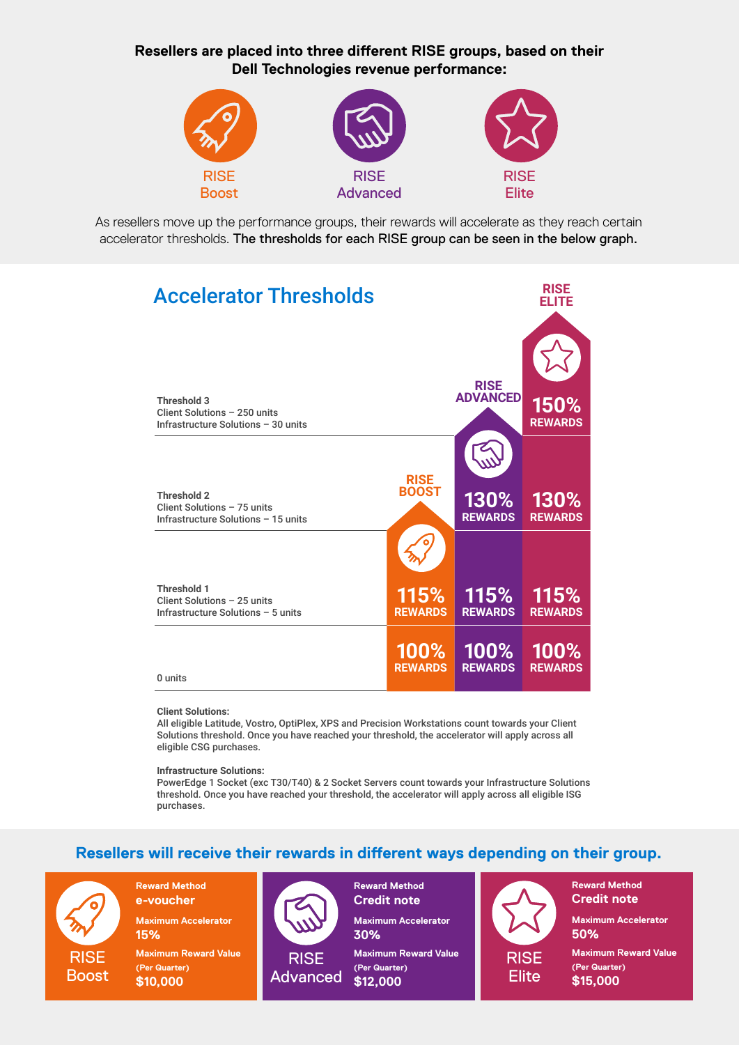**Resellers are placed into three different RISE groups, based on their Dell Technologies revenue performance:**

RISE Boost | RISE Advanced | RISE Elite

As resellers move up the performance groups, their rewards will accelerate as they reach certain accelerator thresholds. **The thresholds for each RISE group can be seen in the below graph.**

## Accelerator Thresholds

| Threshold | RISE BOOST | RISE ADVANCED | RISE ELITE |
|---|---|---|---|
| Threshold 3<br>Client Solutions – 250 units<br>Infrastructure Solutions – 30 units | | | 150% REWARDS |
| Threshold 2<br>Client Solutions – 75 units<br>Infrastructure Solutions – 15 units | | 130% REWARDS | 130% REWARDS |
| Threshold 1<br>Client Solutions – 25 units<br>Infrastructure Solutions – 5 units | 115% REWARDS | 115% REWARDS | 115% REWARDS |
| 0 units | 100% REWARDS | 100% REWARDS | 100% REWARDS |

**Client Solutions:**
All eligible Latitude, Vostro, OptiPlex, XPS and Precision Workstations count towards your Client Solutions threshold. Once you have reached your threshold, the accelerator will apply across all eligible CSG purchases.

**Infrastructure Solutions:**
PowerEdge 1 Socket (exc T30/T40) & 2 Socket Servers count towards your Infrastructure Solutions threshold. Once you have reached your threshold, the accelerator will apply across all eligible ISG purchases.

## Resellers will receive their rewards in different ways depending on their group.

| | RISE Boost | RISE Advanced | RISE Elite |
|---|---|---|---|
| Reward Method | e-voucher | Credit note | Credit note |
| Maximum Accelerator | 15% | 30% | 50% |
| Maximum Reward Value (Per Quarter) | $10,000 | $12,000 | $15,000 |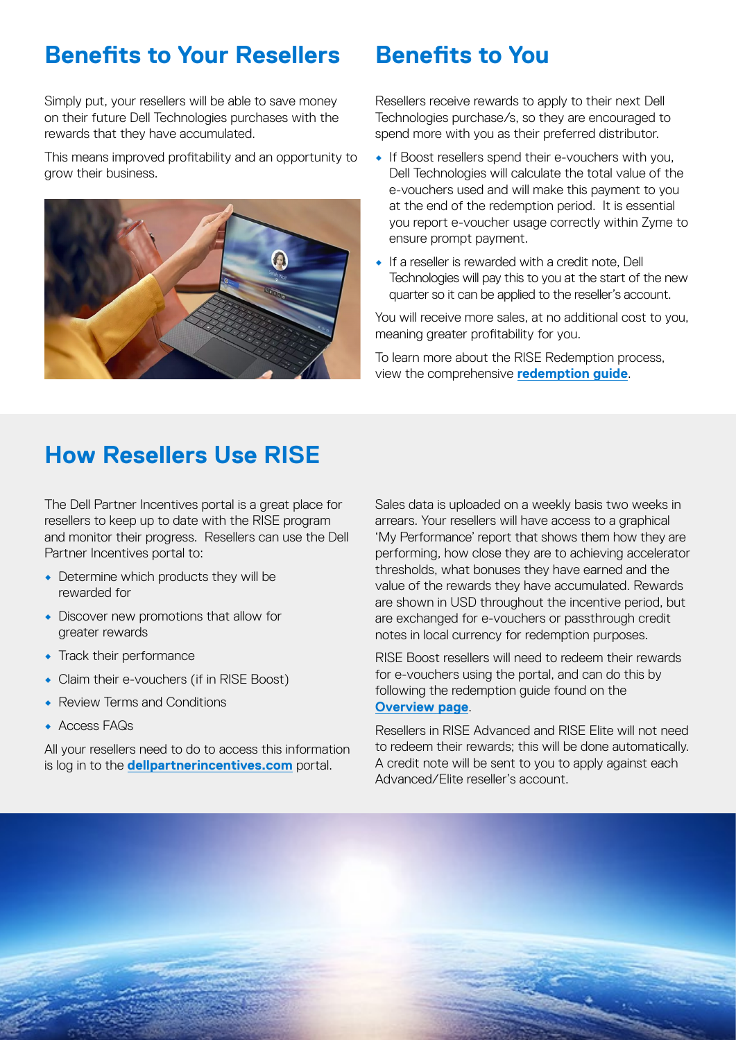## Benefits to Your Resellers

Simply put, your resellers will be able to save money on their future Dell Technologies purchases with the rewards that they have accumulated.

This means improved profitability and an opportunity to grow their business.

## Benefits to You

Resellers receive rewards to apply to their next Dell Technologies purchase/s, so they are encouraged to spend more with you as their preferred distributor.

- If Boost resellers spend their e-vouchers with you, Dell Technologies will calculate the total value of the e-vouchers used and will make this payment to you at the end of the redemption period. It is essential you report e-voucher usage correctly within Zyme to ensure prompt payment.
- If a reseller is rewarded with a credit note, Dell Technologies will pay this to you at the start of the new quarter so it can be applied to the reseller's account.

You will receive more sales, at no additional cost to you, meaning greater profitability for you.

To learn more about the RISE Redemption process, view the comprehensive **redemption guide**.

## How Resellers Use RISE

The Dell Partner Incentives portal is a great place for resellers to keep up to date with the RISE program and monitor their progress. Resellers can use the Dell Partner Incentives portal to:

- Determine which products they will be rewarded for
- Discover new promotions that allow for greater rewards
- Track their performance
- Claim their e-vouchers (if in RISE Boost)
- Review Terms and Conditions
- Access FAQs

All your resellers need to do to access this information is log in to the **dellpartnerincentives.com** portal.

Sales data is uploaded on a weekly basis two weeks in arrears. Your resellers will have access to a graphical 'My Performance' report that shows them how they are performing, how close they are to achieving accelerator thresholds, what bonuses they have earned and the value of the rewards they have accumulated. Rewards are shown in USD throughout the incentive period, but are exchanged for e-vouchers or passthrough credit notes in local currency for redemption purposes.

RISE Boost resellers will need to redeem their rewards for e-vouchers using the portal, and can do this by following the redemption guide found on the **Overview page**.

Resellers in RISE Advanced and RISE Elite will not need to redeem their rewards; this will be done automatically. A credit note will be sent to you to apply against each Advanced/Elite reseller's account.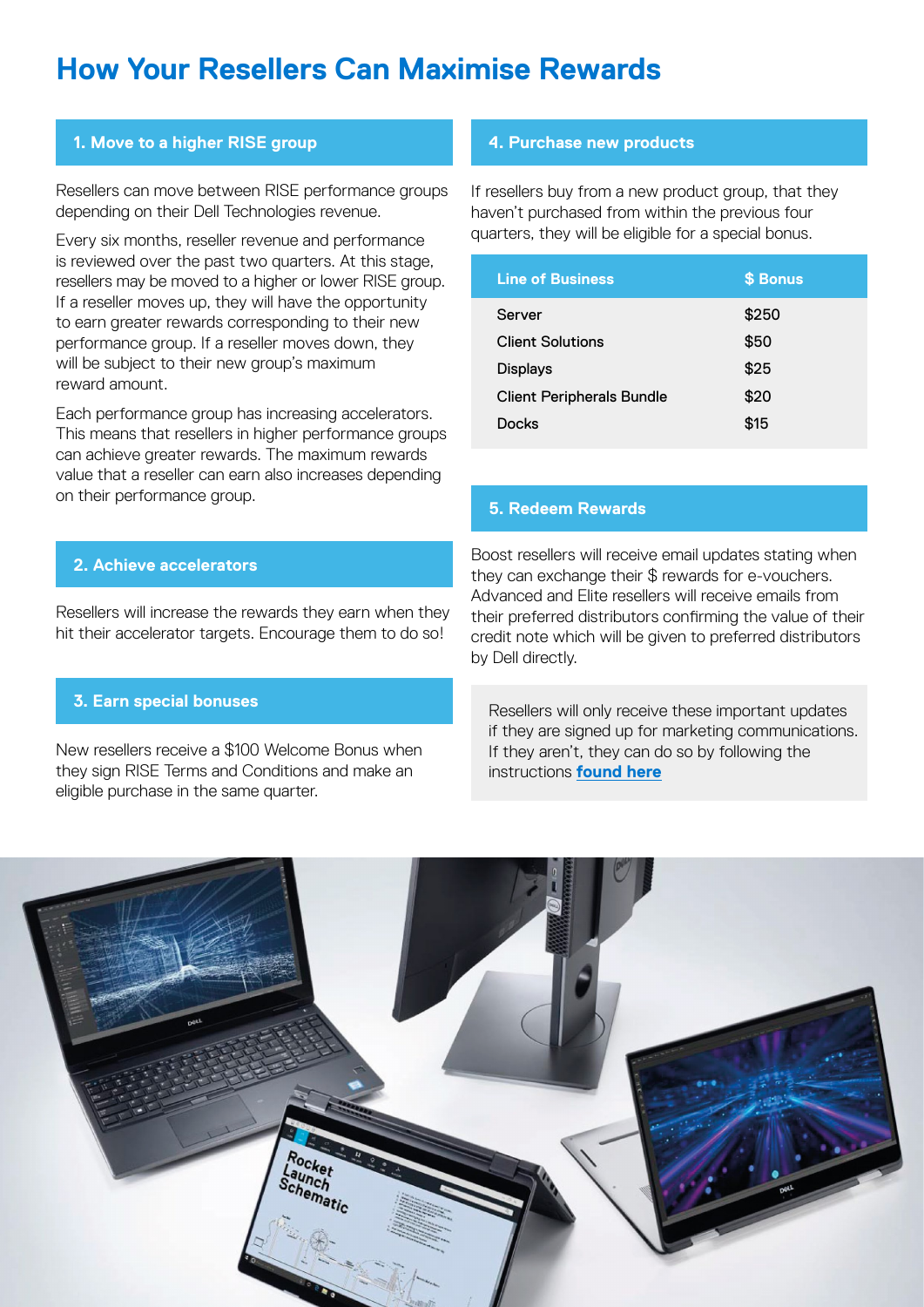# How Your Resellers Can Maximise Rewards

## 1. Move to a higher RISE group

Resellers can move between RISE performance groups depending on their Dell Technologies revenue.

Every six months, reseller revenue and performance is reviewed over the past two quarters. At this stage, resellers may be moved to a higher or lower RISE group. If a reseller moves up, they will have the opportunity to earn greater rewards corresponding to their new performance group. If a reseller moves down, they will be subject to their new group's maximum reward amount.

Each performance group has increasing accelerators. This means that resellers in higher performance groups can achieve greater rewards. The maximum rewards value that a reseller can earn also increases depending on their performance group.

## 2. Achieve accelerators

Resellers will increase the rewards they earn when they hit their accelerator targets. Encourage them to do so!

## 3. Earn special bonuses

New resellers receive a $100 Welcome Bonus when they sign RISE Terms and Conditions and make an eligible purchase in the same quarter.

## 4. Purchase new products

If resellers buy from a new product group, that they haven't purchased from within the previous four quarters, they will be eligible for a special bonus.

| Line of Business | $ Bonus |
|---|---|
| Server | $250 |
| Client Solutions | $50 |
| Displays | $25 |
| Client Peripherals Bundle | $20 |
| Docks | $15 |

## 5. Redeem Rewards

Boost resellers will receive email updates stating when they can exchange their $ rewards for e-vouchers. Advanced and Elite resellers will receive emails from their preferred distributors confirming the value of their credit note which will be given to preferred distributors by Dell directly.

Resellers will only receive these important updates if they are signed up for marketing communications. If they aren't, they can do so by following the instructions **found here**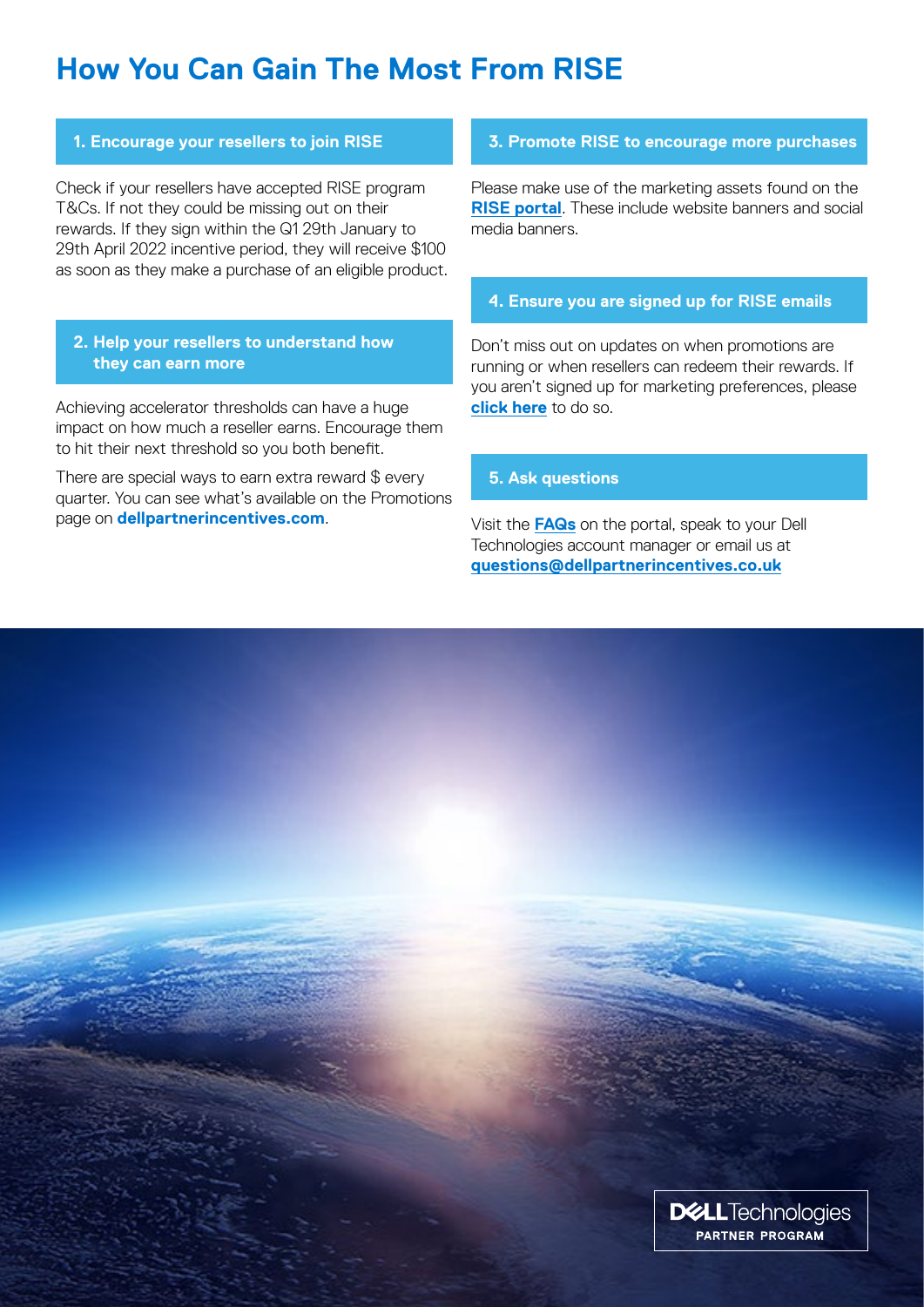# How You Can Gain The Most From RISE

## 1. Encourage your resellers to join RISE

Check if your resellers have accepted RISE program T&Cs. If not they could be missing out on their rewards. If they sign within the Q1 29th January to 29th April 2022 incentive period, they will receive $100 as soon as they make a purchase of an eligible product.

## 2. Help your resellers to understand how they can earn more

Achieving accelerator thresholds can have a huge impact on how much a reseller earns. Encourage them to hit their next threshold so you both benefit.

There are special ways to earn extra reward $ every quarter. You can see what's available on the Promotions page on **dellpartnerincentives.com**.

## 3. Promote RISE to encourage more purchases

Please make use of the marketing assets found on the **RISE portal**. These include website banners and social media banners.

## 4. Ensure you are signed up for RISE emails

Don't miss out on updates on when promotions are running or when resellers can redeem their rewards. If you aren't signed up for marketing preferences, please **click here** to do so.

## 5. Ask questions

Visit the **FAQs** on the portal, speak to your Dell Technologies account manager or email us at **questions@dellpartnerincentives.co.uk**

DELL Technologies
PARTNER PROGRAM